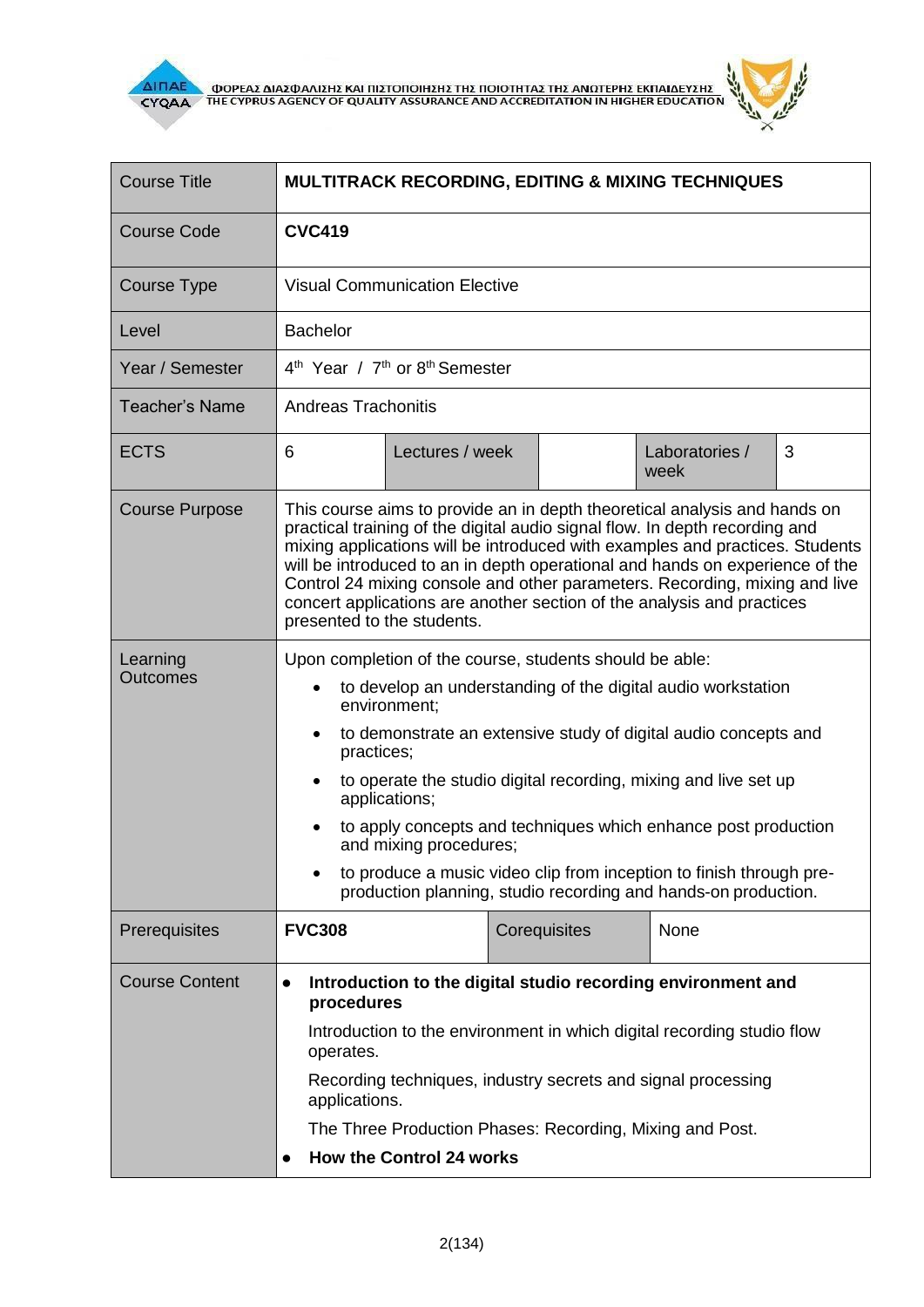| Course Title | **MULTITRACK RECORDING, EDITING & MIXING TECHNIQUES** | | | | |
|---|---|---|---|---|---|
| Course Code | **CVC419** | | | | |
| Course Type | Visual Communication Elective | | | | |
| Level | Bachelor | | | | |
| Year / Semester | 4th Year / 7th or 8th Semester | | | | |
| Teacher's Name | Andreas Trachonitis | | | | |
| ECTS | 6 | Lectures / week | | Laboratories / week | 3 |
| Course Purpose | This course aims to provide an in depth theoretical analysis and hands on practical training of the digital audio signal flow. In depth recording and mixing applications will be introduced with examples and practices. Students will be introduced to an in depth operational and hands on experience of the Control 24 mixing console and other parameters. Recording, mixing and live concert applications are another section of the analysis and practices presented to the students. | | | | |
| Learning Outcomes | Upon completion of the course, students should be able: <br>• to develop an understanding of the digital audio workstation environment; <br>• to demonstrate an extensive study of digital audio concepts and practices; <br>• to operate the studio digital recording, mixing and live set up applications; <br>• to apply concepts and techniques which enhance post production and mixing procedures; <br>• to produce a music video clip from inception to finish through pre-production planning, studio recording and hands-on production. | | | | |
| Prerequisites | **FVC308** | Corequisites | None | | |
| Course Content | • **Introduction to the digital studio recording environment and procedures** <br>Introduction to the environment in which digital recording studio flow operates. <br>Recording techniques, industry secrets and signal processing applications. <br>The Three Production Phases: Recording, Mixing and Post. <br>• **How the Control 24 works** | | | | |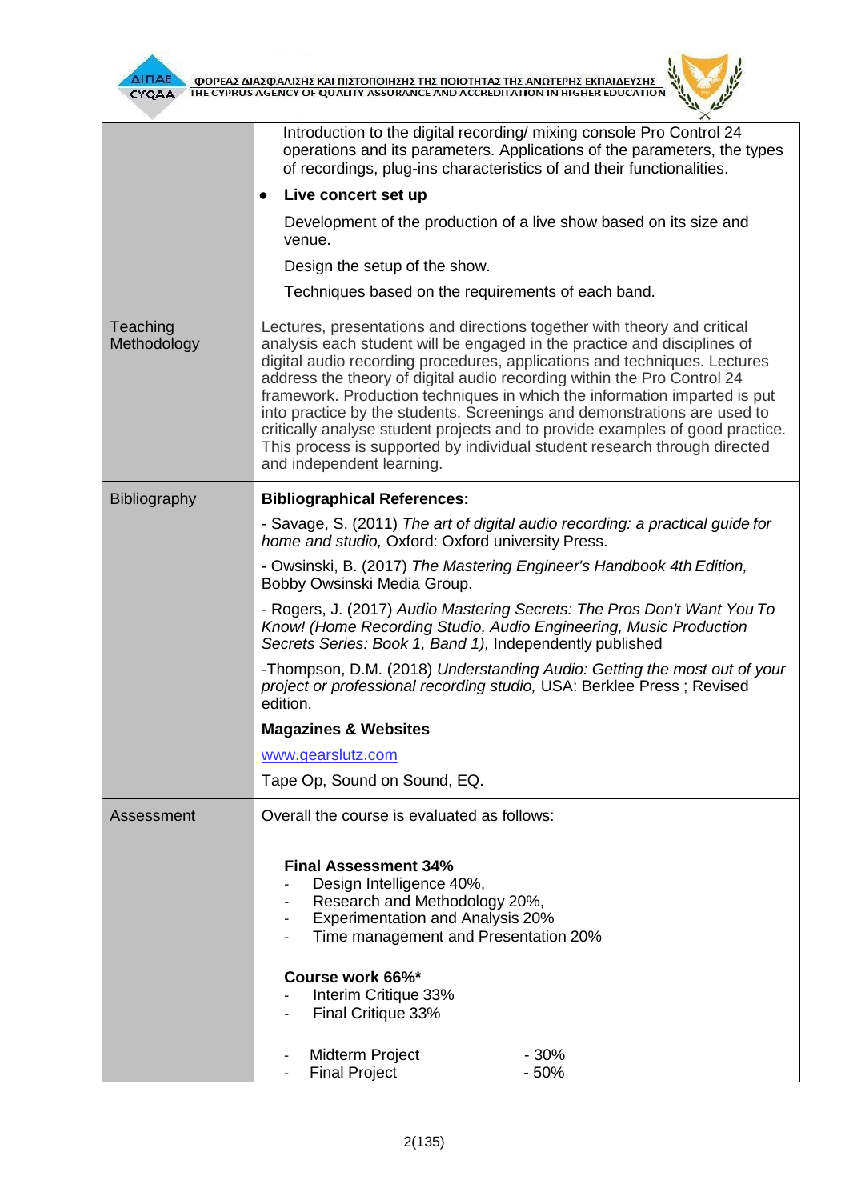| | |
|---|---|
| | Introduction to the digital recording/ mixing console Pro Control 24 operations and its parameters. Applications of the parameters, the types of recordings, plug-ins characteristics of and their functionalities.<br><br>● **Live concert set up**<br><br>Development of the production of a live show based on its size and venue.<br><br>Design the setup of the show.<br><br>Techniques based on the requirements of each band. |
| Teaching Methodology | Lectures, presentations and directions together with theory and critical analysis each student will be engaged in the practice and disciplines of digital audio recording procedures, applications and techniques. Lectures address the theory of digital audio recording within the Pro Control 24 framework. Production techniques in which the information imparted is put into practice by the students. Screenings and demonstrations are used to critically analyse student projects and to provide examples of good practice. This process is supported by individual student research through directed and independent learning. |
| Bibliography | **Bibliographical References:**<br><br>- Savage, S. (2011) *The art of digital audio recording: a practical guide for home and studio,* Oxford: Oxford university Press.<br><br>- Owsinski, B. (2017) *The Mastering Engineer's Handbook 4th Edition,* Bobby Owsinski Media Group.<br><br>- Rogers, J. (2017) *Audio Mastering Secrets: The Pros Don't Want You To Know! (Home Recording Studio, Audio Engineering, Music Production Secrets Series: Book 1, Band 1),* Independently published<br><br>-Thompson, D.M. (2018) *Understanding Audio: Getting the most out of your project or professional recording studio,* USA: Berklee Press ; Revised edition.<br><br>**Magazines & Websites**<br><br>www.gearslutz.com<br><br>Tape Op, Sound on Sound, EQ. |
| Assessment | Overall the course is evaluated as follows:<br><br>**Final Assessment 34%**<br>- Design Intelligence 40%,<br>- Research and Methodology 20%,<br>- Experimentation and Analysis 20%<br>- Time management and Presentation 20%<br><br>**Course work 66%***<br>- Interim Critique 33%<br>- Final Critique 33%<br><br>- Midterm Project - 30%<br>- Final Project - 50% |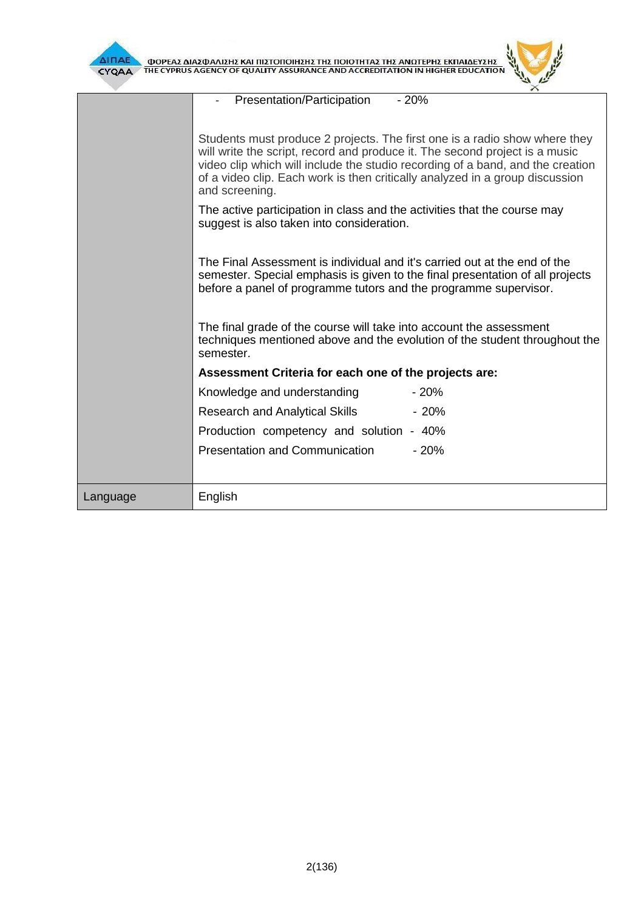| | |
|---|---|
| | - Presentation/Participation - 20%<br><br>Students must produce 2 projects. The first one is a radio show where they will write the script, record and produce it. The second project is a music video clip which will include the studio recording of a band, and the creation of a video clip. Each work is then critically analyzed in a group discussion and screening.<br><br>The active participation in class and the activities that the course may suggest is also taken into consideration.<br><br>The Final Assessment is individual and it's carried out at the end of the semester. Special emphasis is given to the final presentation of all projects before a panel of programme tutors and the programme supervisor.<br><br>The final grade of the course will take into account the assessment techniques mentioned above and the evolution of the student throughout the semester.<br><br>**Assessment Criteria for each one of the projects are:**<br><br>Knowledge and understanding - 20%<br><br>Research and Analytical Skills - 20%<br><br>Production competency and solution - 40%<br><br>Presentation and Communication - 20% |
| Language | English |